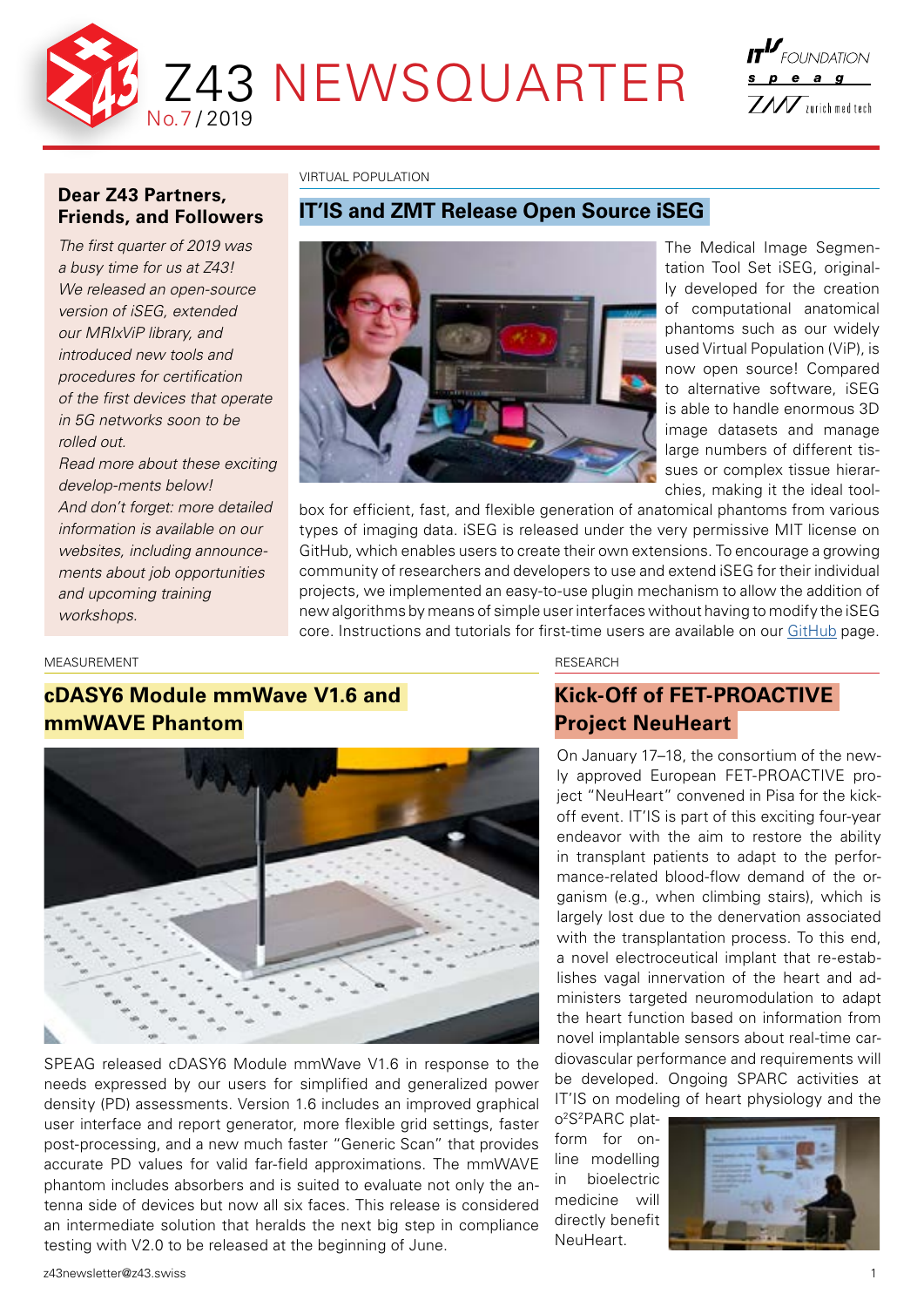# Z43 NEWSQUARTER

No.7 / 2019

## Dear Z43 Partners, Friends, and Followers

*The first quarter of 2019 was a busy time for us at Z43! We released an open-source version of iSEG, extended our MRIxViP library, and introduced new tools and procedures for certification of the first devices that operate in 5G networks soon to be rolled out.*
*Read more about these exciting develop-ments below!*
*And don't forget: more detailed information is available on our websites, including announce-ments about job opportunities and upcoming training workshops.*

VIRTUAL POPULATION

## IT'IS and ZMT Release Open Source iSEG

The Medical Image Segmentation Tool Set iSEG, originally developed for the creation of computational anatomical phantoms such as our widely used Virtual Population (ViP), is now open source! Compared to alternative software, iSEG is able to handle enormous 3D image datasets and manage large numbers of different tissues or complex tissue hierarchies, making it the ideal toolbox for efficient, fast, and flexible generation of anatomical phantoms from various types of imaging data. iSEG is released under the very permissive MIT license on GitHub, which enables users to create their own extensions. To encourage a growing community of researchers and developers to use and extend iSEG for their individual projects, we implemented an easy-to-use plugin mechanism to allow the addition of new algorithms by means of simple user interfaces without having to modify the iSEG core. Instructions and tutorials for first-time users are available on our GitHub page.

MEASUREMENT

## cDASY6 Module mmWave V1.6 and mmWAVE Phantom

SPEAG released cDASY6 Module mmWave V1.6 in response to the needs expressed by our users for simplified and generalized power density (PD) assessments. Version 1.6 includes an improved graphical user interface and report generator, more flexible grid settings, faster post-processing, and a new much faster "Generic Scan" that provides accurate PD values for valid far-field approximations. The mmWAVE phantom includes absorbers and is suited to evaluate not only the antenna side of devices but now all six faces. This release is considered an intermediate solution that heralds the next big step in compliance testing with V2.0 to be released at the beginning of June.

RESEARCH

## Kick-Off of FET-PROACTIVE Project NeuHeart

On January 17–18, the consortium of the newly approved European FET-PROACTIVE project "NeuHeart" convened in Pisa for the kick-off event. IT'IS is part of this exciting four-year endeavor with the aim to restore the ability in transplant patients to adapt to the performance-related blood-flow demand of the organism (e.g., when climbing stairs), which is largely lost due to the denervation associated with the transplantation process. To this end, a novel electroceutical implant that re-establishes vagal innervation of the heart and administers targeted neuromodulation to adapt the heart function based on information from novel implantable sensors about real-time cardiovascular performance and requirements will be developed. Ongoing SPARC activities at IT'IS on modeling of heart physiology and the o$^2$S$^2$PARC platform for online modelling in bioelectric medicine will directly benefit NeuHeart.

z43newsletter@z43.swiss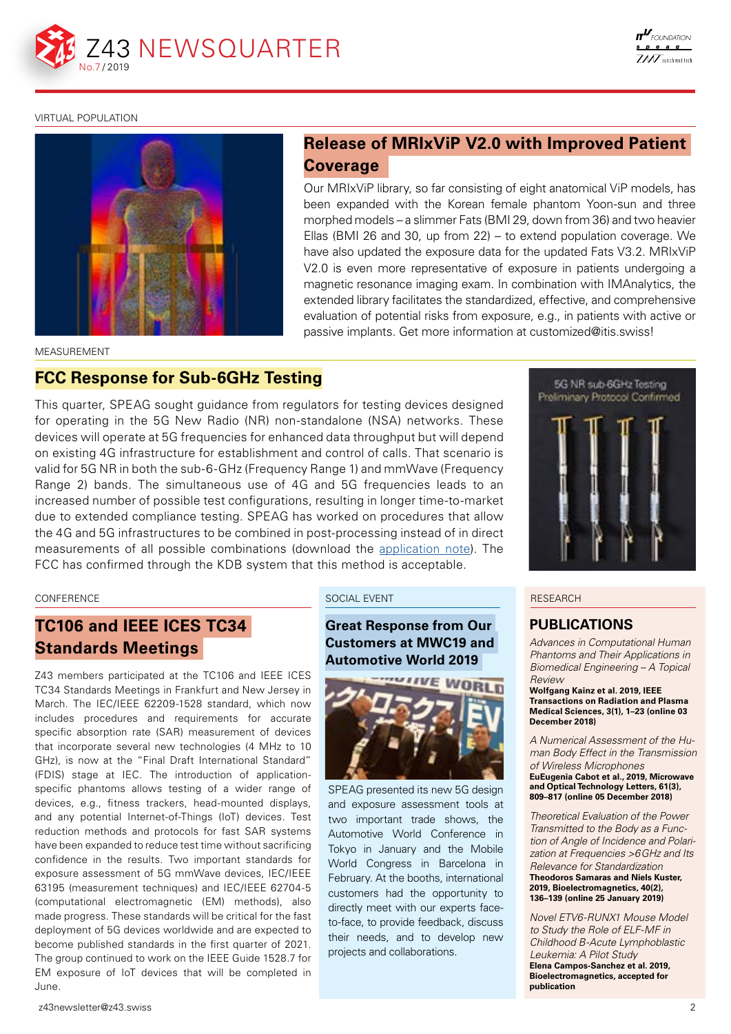VIRTUAL POPULATION

## Release of MRIxViP V2.0 with Improved Patient Coverage

Our MRIxViP library, so far consisting of eight anatomical ViP models, has been expanded with the Korean female phantom Yoon-sun and three morphed models – a slimmer Fats (BMI 29, down from 36) and two heavier Ellas (BMI 26 and 30, up from 22) – to extend population coverage. We have also updated the exposure data for the updated Fats V3.2. MRIxViP V2.0 is even more representative of exposure in patients undergoing a magnetic resonance imaging exam. In combination with IMAnalytics, the extended library facilitates the standardized, effective, and comprehensive evaluation of potential risks from exposure, e.g., in patients with active or passive implants. Get more information at customized@itis.swiss!

MEASUREMENT

## FCC Response for Sub-6GHz Testing

This quarter, SPEAG sought guidance from regulators for testing devices designed for operating in the 5G New Radio (NR) non-standalone (NSA) networks. These devices will operate at 5G frequencies for enhanced data throughput but will depend on existing 4G infrastructure for establishment and control of calls. That scenario is valid for 5G NR in both the sub-6-GHz (Frequency Range 1) and mmWave (Frequency Range 2) bands. The simultaneous use of 4G and 5G frequencies leads to an increased number of possible test configurations, resulting in longer time-to-market due to extended compliance testing. SPEAG has worked on procedures that allow the 4G and 5G infrastructures to be combined in post-processing instead of in direct measurements of all possible combinations (download the application note). The FCC has confirmed through the KDB system that this method is acceptable.

5G NR sub-6GHz Testing
Preliminary Protocol Confirmed

CONFERENCE

## TC106 and IEEE ICES TC34 Standards Meetings

Z43 members participated at the TC106 and IEEE ICES TC34 Standards Meetings in Frankfurt and New Jersey in March. The IEC/IEEE 62209-1528 standard, which now includes procedures and requirements for accurate specific absorption rate (SAR) measurement of devices that incorporate several new technologies (4 MHz to 10 GHz), is now at the "Final Draft International Standard" (FDIS) stage at IEC. The introduction of application-specific phantoms allows testing of a wider range of devices, e.g., fitness trackers, head-mounted displays, and any potential Internet-of-Things (IoT) devices. Test reduction methods and protocols for fast SAR systems have been expanded to reduce test time without sacrificing confidence in the results. Two important standards for exposure assessment of 5G mmWave devices, IEC/IEEE 63195 (measurement techniques) and IEC/IEEE 62704-5 (computational electromagnetic (EM) methods), also made progress. These standards will be critical for the fast deployment of 5G devices worldwide and are expected to become published standards in the first quarter of 2021. The group continued to work on the IEEE Guide 1528.7 for EM exposure of IoT devices that will be completed in June.

SOCIAL EVENT

## Great Response from Our Customers at MWC19 and Automotive World 2019

SPEAG presented its new 5G design and exposure assessment tools at two important trade shows, the Automotive World Conference in Tokyo in January and the Mobile World Congress in Barcelona in February. At the booths, international customers had the opportunity to directly meet with our experts face-to-face, to provide feedback, discuss their needs, and to develop new projects and collaborations.

RESEARCH

## PUBLICATIONS

*Advances in Computational Human Phantoms and Their Applications in Biomedical Engineering – A Topical Review*
**Wolfgang Kainz et al. 2019, IEEE Transactions on Radiation and Plasma Medical Sciences, 3(1), 1–23 (online 03 December 2018)**

*A Numerical Assessment of the Human Body Effect in the Transmission of Wireless Microphones*
**EuEugenia Cabot et al., 2019, Microwave and Optical Technology Letters, 61(3), 809–817 (online 05 December 2018)**

*Theoretical Evaluation of the Power Transmitted to the Body as a Function of Angle of Incidence and Polarization at Frequencies >6GHz and Its Relevance for Standardization*
**Theodoros Samaras and Niels Kuster, 2019, Bioelectromagnetics, 40(2), 136–139 (online 25 January 2019)**

*Novel ETV6-RUNX1 Mouse Model to Study the Role of ELF-MF in Childhood B-Acute Lymphoblastic Leukemia: A Pilot Study*
**Elena Campos-Sanchez et al. 2019, Bioelectromagnetics, accepted for publication**

z43newsletter@z43.swiss